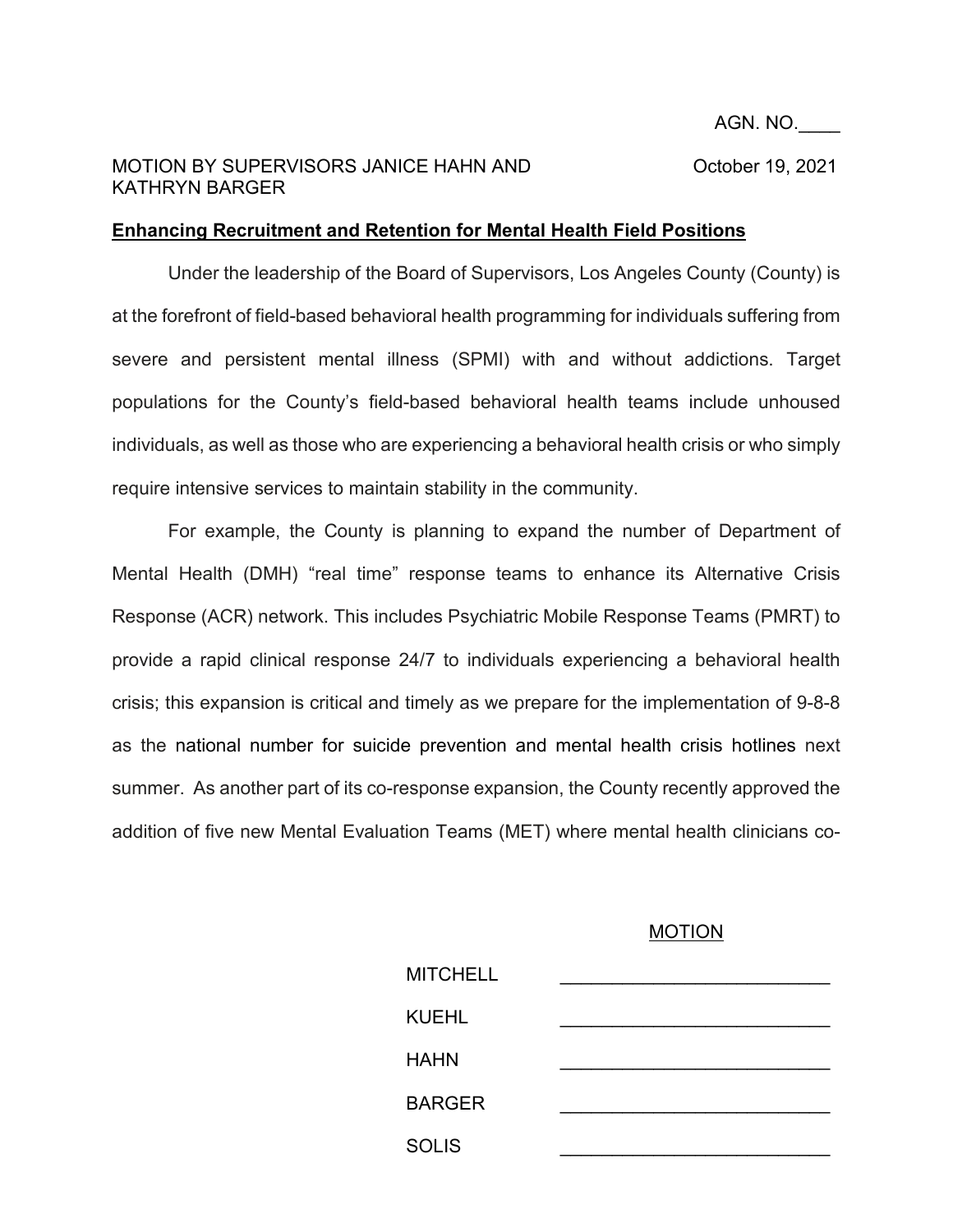AGN. NO.\_\_\_\_

MOTION BY SUPERVISORS JANICE HAHN AND KATHRYN BARGER

October 19, 2021

**<u>Enhancing Recruitment and Retention for Mental Health Field Positions</u>**

Under the leadership of the Board of Supervisors, Los Angeles County (County) is at the forefront of field-based behavioral health programming for individuals suffering from severe and persistent mental illness (SPMI) with and without addictions. Target populations for the County's field-based behavioral health teams include unhoused individuals, as well as those who are experiencing a behavioral health crisis or who simply require intensive services to maintain stability in the community.

For example, the County is planning to expand the number of Department of Mental Health (DMH) "real time" response teams to enhance its Alternative Crisis Response (ACR) network. This includes Psychiatric Mobile Response Teams (PMRT) to provide a rapid clinical response 24/7 to individuals experiencing a behavioral health crisis; this expansion is critical and timely as we prepare for the implementation of 9-8-8 as the national number for suicide prevention and mental health crisis hotlines next summer. As another part of its co-response expansion, the County recently approved the addition of five new Mental Evaluation Teams (MET) where mental health clinicians co-

<u>MOTION</u>

| | |
|---|---|
| MITCHELL | \_\_\_\_\_\_\_\_\_\_\_\_\_\_\_\_\_\_\_\_\_\_\_\_ |
| KUEHL | \_\_\_\_\_\_\_\_\_\_\_\_\_\_\_\_\_\_\_\_\_\_\_\_ |
| HAHN | \_\_\_\_\_\_\_\_\_\_\_\_\_\_\_\_\_\_\_\_\_\_\_\_ |
| BARGER | \_\_\_\_\_\_\_\_\_\_\_\_\_\_\_\_\_\_\_\_\_\_\_\_ |
| SOLIS | \_\_\_\_\_\_\_\_\_\_\_\_\_\_\_\_\_\_\_\_\_\_\_\_ |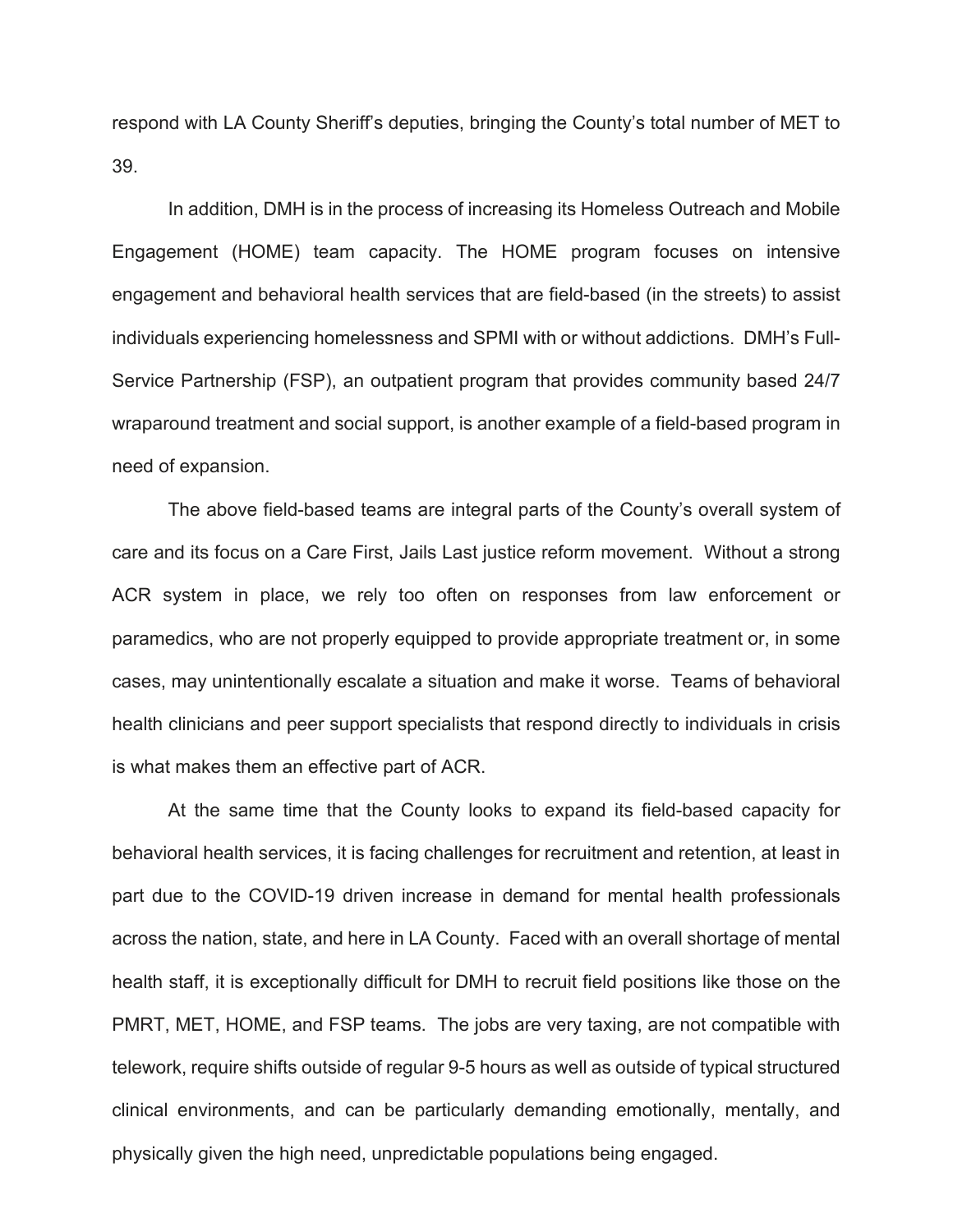respond with LA County Sheriff's deputies, bringing the County's total number of MET to 39.

In addition, DMH is in the process of increasing its Homeless Outreach and Mobile Engagement (HOME) team capacity. The HOME program focuses on intensive engagement and behavioral health services that are field-based (in the streets) to assist individuals experiencing homelessness and SPMI with or without addictions. DMH's Full-Service Partnership (FSP), an outpatient program that provides community based 24/7 wraparound treatment and social support, is another example of a field-based program in need of expansion.

The above field-based teams are integral parts of the County's overall system of care and its focus on a Care First, Jails Last justice reform movement. Without a strong ACR system in place, we rely too often on responses from law enforcement or paramedics, who are not properly equipped to provide appropriate treatment or, in some cases, may unintentionally escalate a situation and make it worse. Teams of behavioral health clinicians and peer support specialists that respond directly to individuals in crisis is what makes them an effective part of ACR.

At the same time that the County looks to expand its field-based capacity for behavioral health services, it is facing challenges for recruitment and retention, at least in part due to the COVID-19 driven increase in demand for mental health professionals across the nation, state, and here in LA County. Faced with an overall shortage of mental health staff, it is exceptionally difficult for DMH to recruit field positions like those on the PMRT, MET, HOME, and FSP teams. The jobs are very taxing, are not compatible with telework, require shifts outside of regular 9-5 hours as well as outside of typical structured clinical environments, and can be particularly demanding emotionally, mentally, and physically given the high need, unpredictable populations being engaged.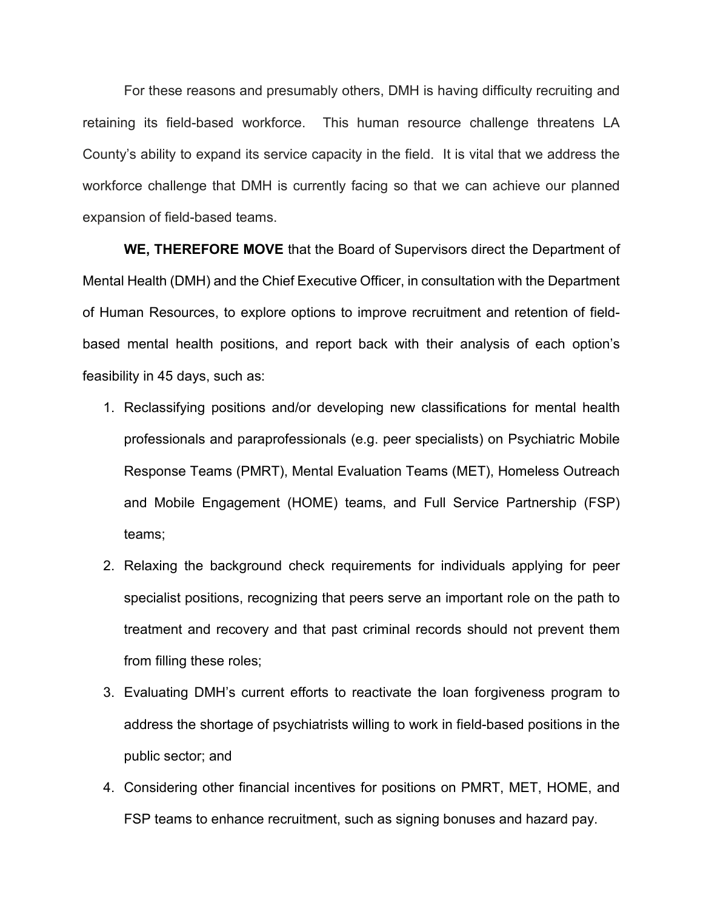For these reasons and presumably others, DMH is having difficulty recruiting and retaining its field-based workforce. This human resource challenge threatens LA County's ability to expand its service capacity in the field. It is vital that we address the workforce challenge that DMH is currently facing so that we can achieve our planned expansion of field-based teams.

**WE, THEREFORE MOVE** that the Board of Supervisors direct the Department of Mental Health (DMH) and the Chief Executive Officer, in consultation with the Department of Human Resources, to explore options to improve recruitment and retention of field-based mental health positions, and report back with their analysis of each option's feasibility in 45 days, such as:

1. Reclassifying positions and/or developing new classifications for mental health professionals and paraprofessionals (e.g. peer specialists) on Psychiatric Mobile Response Teams (PMRT), Mental Evaluation Teams (MET), Homeless Outreach and Mobile Engagement (HOME) teams, and Full Service Partnership (FSP) teams;
2. Relaxing the background check requirements for individuals applying for peer specialist positions, recognizing that peers serve an important role on the path to treatment and recovery and that past criminal records should not prevent them from filling these roles;
3. Evaluating DMH's current efforts to reactivate the loan forgiveness program to address the shortage of psychiatrists willing to work in field-based positions in the public sector; and
4. Considering other financial incentives for positions on PMRT, MET, HOME, and FSP teams to enhance recruitment, such as signing bonuses and hazard pay.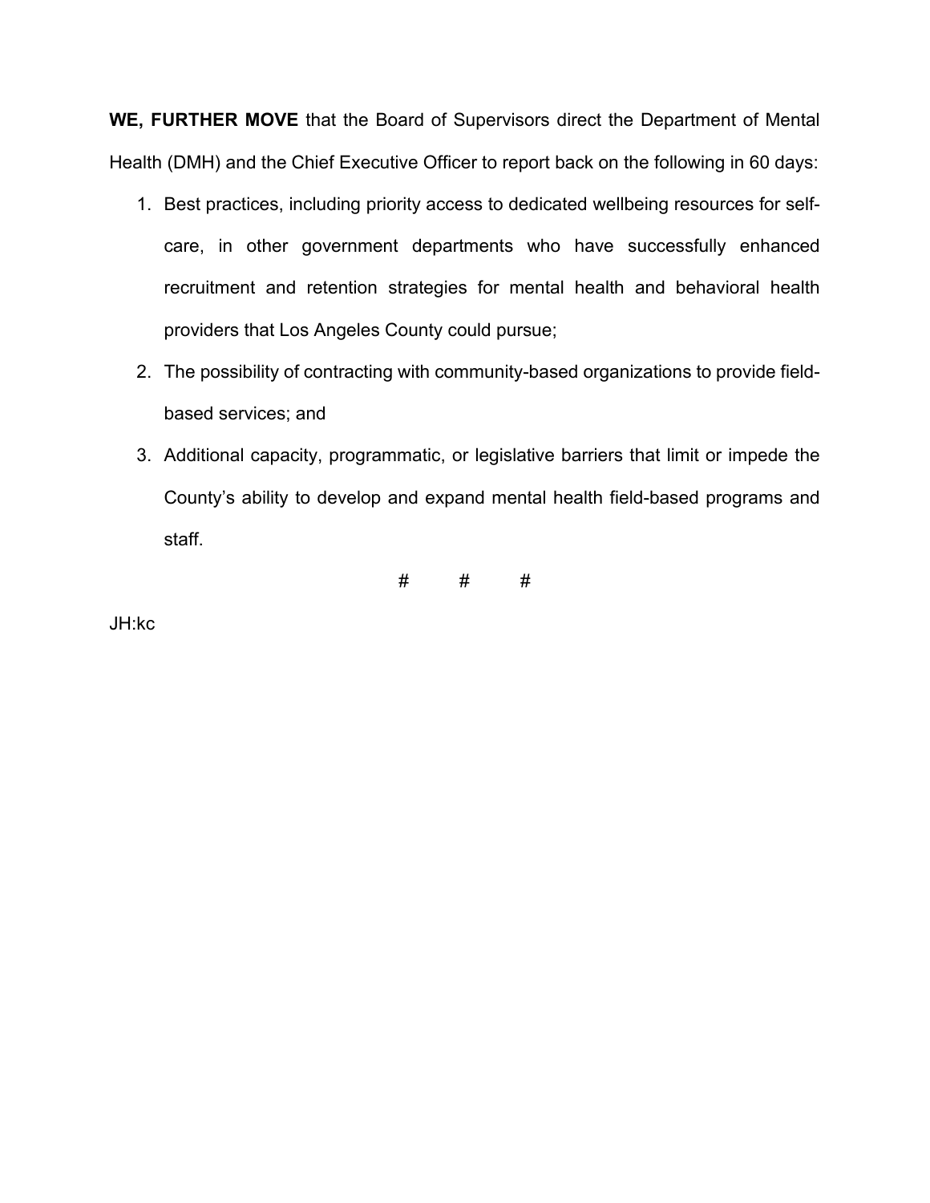**WE, FURTHER MOVE** that the Board of Supervisors direct the Department of Mental Health (DMH) and the Chief Executive Officer to report back on the following in 60 days:

1. Best practices, including priority access to dedicated wellbeing resources for self-care, in other government departments who have successfully enhanced recruitment and retention strategies for mental health and behavioral health providers that Los Angeles County could pursue;
2. The possibility of contracting with community-based organizations to provide field-based services; and
3. Additional capacity, programmatic, or legislative barriers that limit or impede the County's ability to develop and expand mental health field-based programs and staff.

# # #

JH:kc